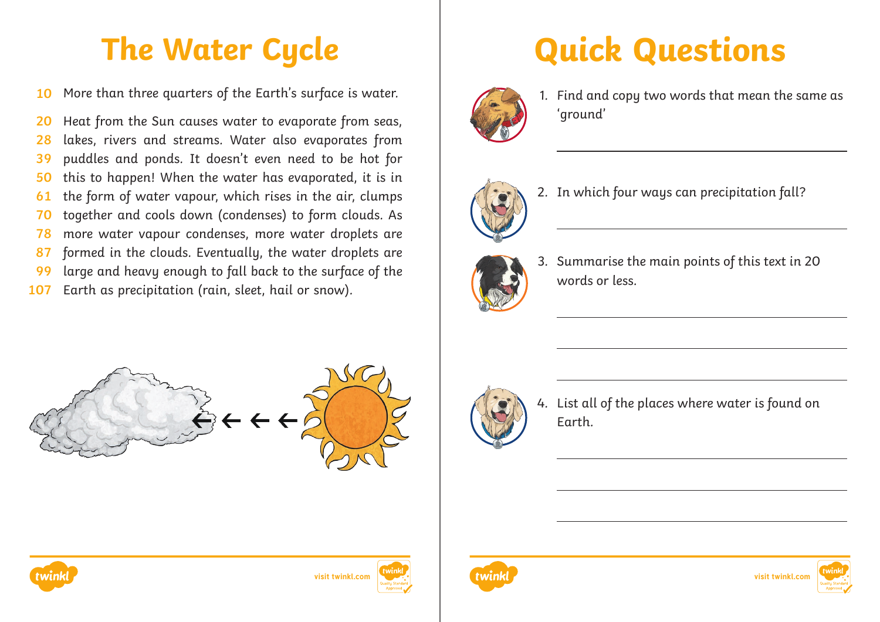# The Water Cycle

10 More than three quarters of the Earth's surface is water.

20 Heat from the Sun causes water to evaporate from seas,
28 lakes, rivers and streams. Water also evaporates from
39 puddles and ponds. It doesn't even need to be hot for
50 this to happen! When the water has evaporated, it is in
61 the form of water vapour, which rises in the air, clumps
70 together and cools down (condenses) to form clouds. As
78 more water vapour condenses, more water droplets are
87 formed in the clouds. Eventually, the water droplets are
99 large and heavy enough to fall back to the surface of the
107 Earth as precipitation (rain, sleet, hail or snow).

# Quick Questions

1. Find and copy two words that mean the same as 'ground'

2. In which four ways can precipitation fall?

3. Summarise the main points of this text in 20 words or less.

4. List all of the places where water is found on Earth.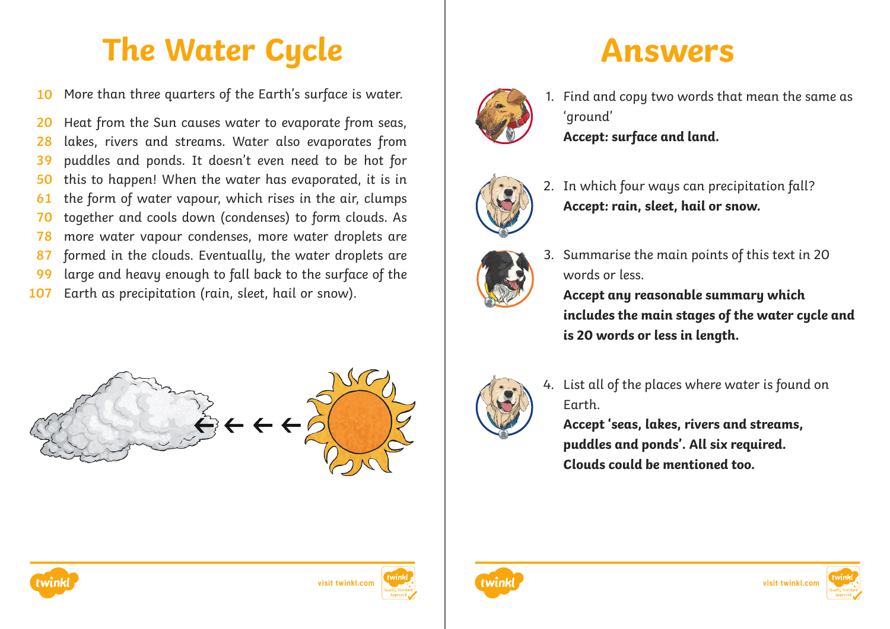# The Water Cycle

10 More than three quarters of the Earth's surface is water.

20 Heat from the Sun causes water to evaporate from seas,
28 lakes, rivers and streams. Water also evaporates from
39 puddles and ponds. It doesn't even need to be hot for
50 this to happen! When the water has evaporated, it is in
61 the form of water vapour, which rises in the air, clumps
70 together and cools down (condenses) to form clouds. As
78 more water vapour condenses, more water droplets are
87 formed in the clouds. Eventually, the water droplets are
99 large and heavy enough to fall back to the surface of the
107 Earth as precipitation (rain, sleet, hail or snow).

# Answers

1. Find and copy two words that mean the same as 'ground'
   **Accept: surface and land.**

2. In which four ways can precipitation fall?
   **Accept: rain, sleet, hail or snow.**

3. Summarise the main points of this text in 20 words or less.
   **Accept any reasonable summary which includes the main stages of the water cycle and is 20 words or less in length.**

4. List all of the places where water is found on Earth.
   **Accept 'seas, lakes, rivers and streams, puddles and ponds'. All six required. Clouds could be mentioned too.**